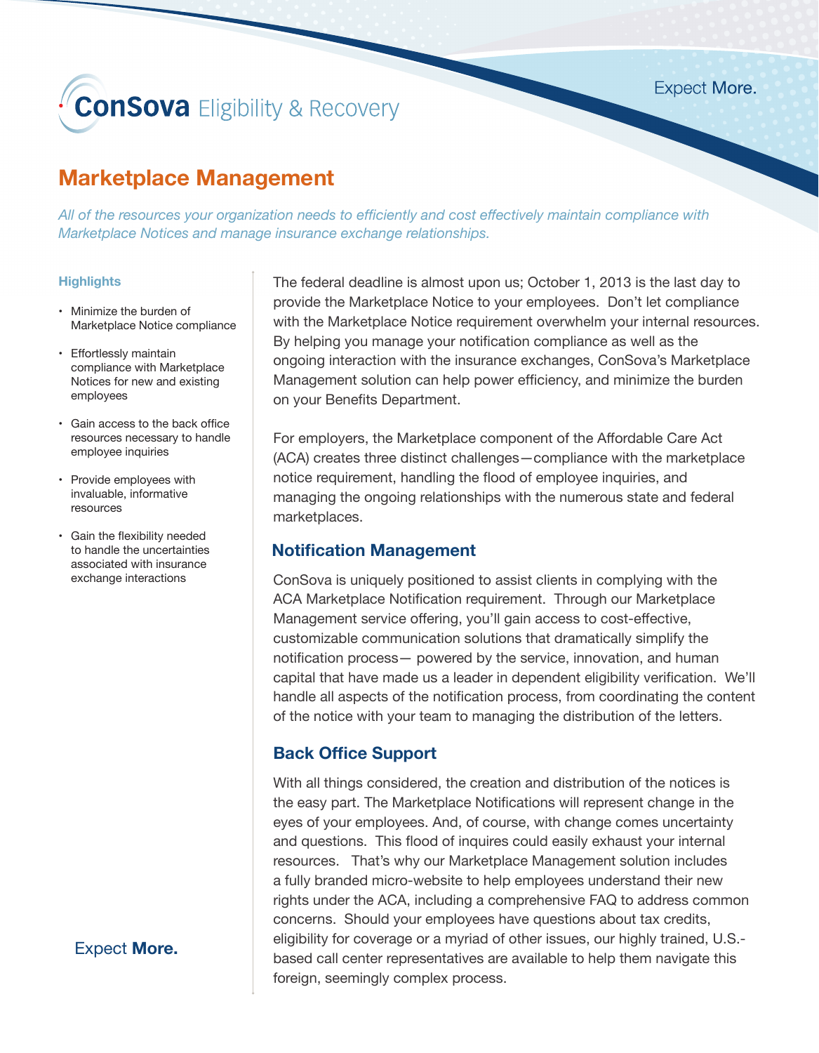ConSova Eligibility & Recovery

Expect **More.**

# Marketplace Management

*All of the resources your organization needs to efficiently and cost effectively maintain compliance with Marketplace Notices and manage insurance exchange relationships.*

### Highlights

- Minimize the burden of Marketplace Notice compliance
- Effortlessly maintain compliance with Marketplace Notices for new and existing employees
- Gain access to the back office resources necessary to handle employee inquiries
- Provide employees with invaluable, informative resources
- Gain the flexibility needed to handle the uncertainties associated with insurance exchange interactions

Expect **More.**

The federal deadline is almost upon us; October 1, 2013 is the last day to provide the Marketplace Notice to your employees. Don't let compliance with the Marketplace Notice requirement overwhelm your internal resources. By helping you manage your notification compliance as well as the ongoing interaction with the insurance exchanges, ConSova's Marketplace Management solution can help power efficiency, and minimize the burden on your Benefits Department.

For employers, the Marketplace component of the Affordable Care Act (ACA) creates three distinct challenges—compliance with the marketplace notice requirement, handling the flood of employee inquiries, and managing the ongoing relationships with the numerous state and federal marketplaces.

## Notification Management

ConSova is uniquely positioned to assist clients in complying with the ACA Marketplace Notification requirement. Through our Marketplace Management service offering, you'll gain access to cost-effective, customizable communication solutions that dramatically simplify the notification process— powered by the service, innovation, and human capital that have made us a leader in dependent eligibility verification. We'll handle all aspects of the notification process, from coordinating the content of the notice with your team to managing the distribution of the letters.

## Back Office Support

With all things considered, the creation and distribution of the notices is the easy part. The Marketplace Notifications will represent change in the eyes of your employees. And, of course, with change comes uncertainty and questions. This flood of inquires could easily exhaust your internal resources. That's why our Marketplace Management solution includes a fully branded micro-website to help employees understand their new rights under the ACA, including a comprehensive FAQ to address common concerns. Should your employees have questions about tax credits, eligibility for coverage or a myriad of other issues, our highly trained, U.S.-based call center representatives are available to help them navigate this foreign, seemingly complex process.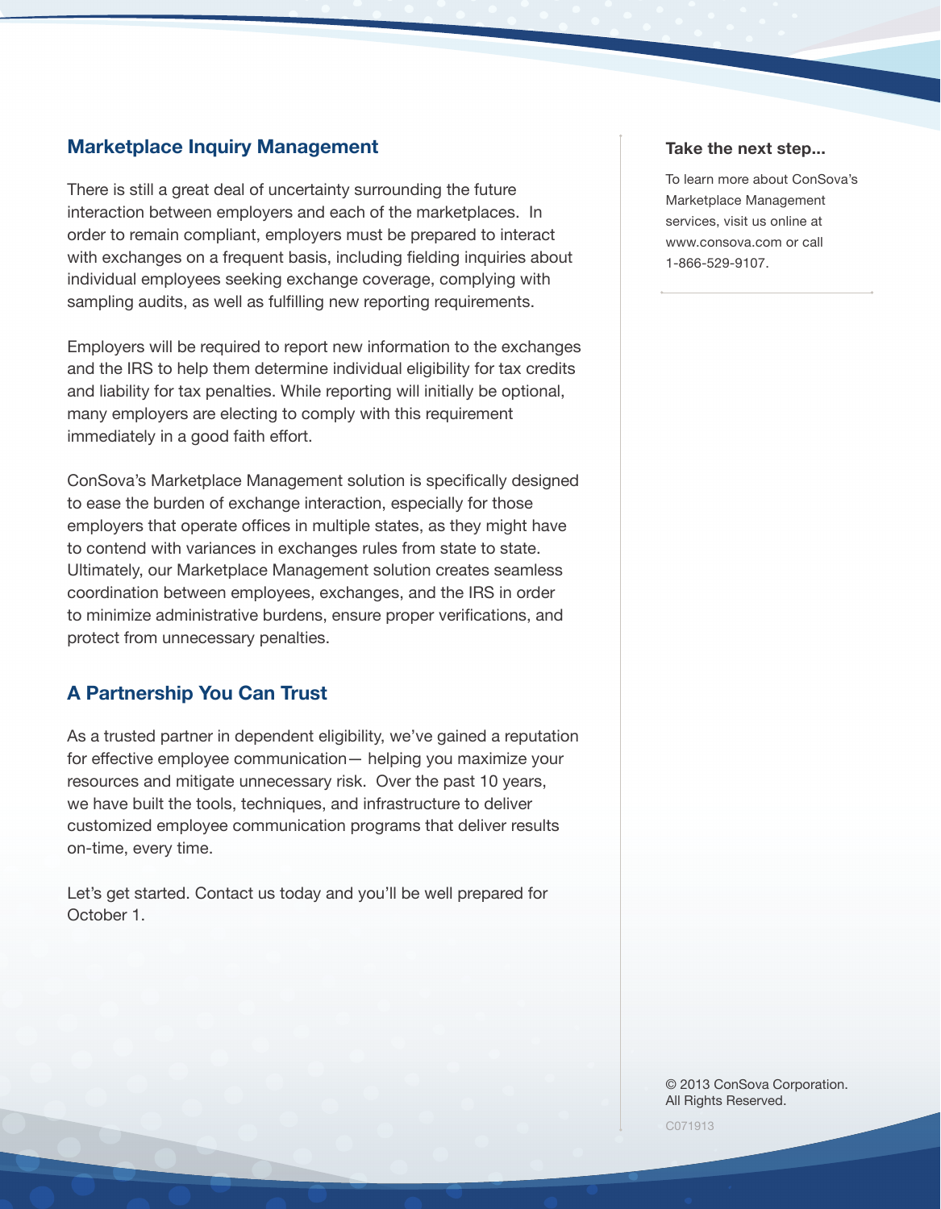## Marketplace Inquiry Management

There is still a great deal of uncertainty surrounding the future interaction between employers and each of the marketplaces. In order to remain compliant, employers must be prepared to interact with exchanges on a frequent basis, including fielding inquiries about individual employees seeking exchange coverage, complying with sampling audits, as well as fulfilling new reporting requirements.

Employers will be required to report new information to the exchanges and the IRS to help them determine individual eligibility for tax credits and liability for tax penalties. While reporting will initially be optional, many employers are electing to comply with this requirement immediately in a good faith effort.

ConSova's Marketplace Management solution is specifically designed to ease the burden of exchange interaction, especially for those employers that operate offices in multiple states, as they might have to contend with variances in exchanges rules from state to state. Ultimately, our Marketplace Management solution creates seamless coordination between employees, exchanges, and the IRS in order to minimize administrative burdens, ensure proper verifications, and protect from unnecessary penalties.

## A Partnership You Can Trust

As a trusted partner in dependent eligibility, we've gained a reputation for effective employee communication— helping you maximize your resources and mitigate unnecessary risk. Over the past 10 years, we have built the tools, techniques, and infrastructure to deliver customized employee communication programs that deliver results on-time, every time.

Let's get started. Contact us today and you'll be well prepared for October 1.

**Take the next step...**

To learn more about ConSova's Marketplace Management services, visit us online at www.consova.com or call 1-866-529-9107.

© 2013 ConSova Corporation.
All Rights Reserved.

C071913